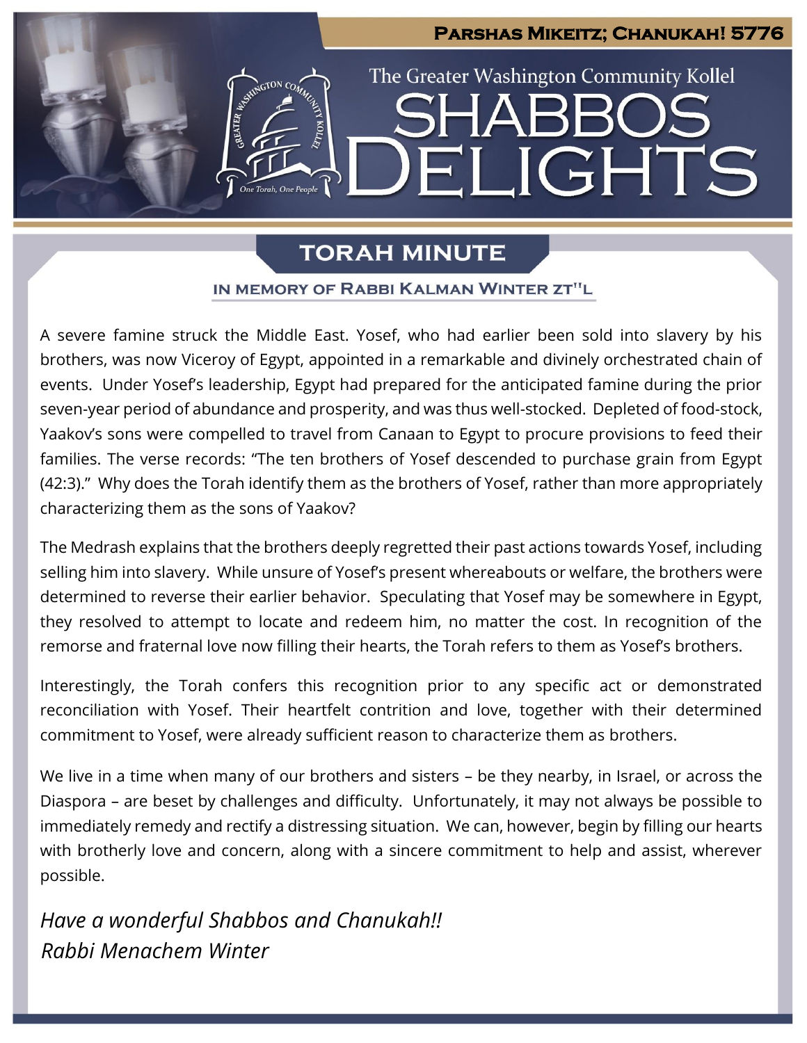# Parshas Mikeitz; Chanukah! 5776

The Greater Washington Community Kollel

# SHABBOS DELIGHTS

## TORAH MINUTE

### IN MEMORY OF RABBI KALMAN WINTER ZT"L

A severe famine struck the Middle East. Yosef, who had earlier been sold into slavery by his brothers, was now Viceroy of Egypt, appointed in a remarkable and divinely orchestrated chain of events. Under Yosef's leadership, Egypt had prepared for the anticipated famine during the prior seven-year period of abundance and prosperity, and was thus well-stocked. Depleted of food-stock, Yaakov's sons were compelled to travel from Canaan to Egypt to procure provisions to feed their families. The verse records: "The ten brothers of Yosef descended to purchase grain from Egypt (42:3)." Why does the Torah identify them as the brothers of Yosef, rather than more appropriately characterizing them as the sons of Yaakov?

The Medrash explains that the brothers deeply regretted their past actions towards Yosef, including selling him into slavery. While unsure of Yosef's present whereabouts or welfare, the brothers were determined to reverse their earlier behavior. Speculating that Yosef may be somewhere in Egypt, they resolved to attempt to locate and redeem him, no matter the cost. In recognition of the remorse and fraternal love now filling their hearts, the Torah refers to them as Yosef's brothers.

Interestingly, the Torah confers this recognition prior to any specific act or demonstrated reconciliation with Yosef. Their heartfelt contrition and love, together with their determined commitment to Yosef, were already sufficient reason to characterize them as brothers.

We live in a time when many of our brothers and sisters – be they nearby, in Israel, or across the Diaspora – are beset by challenges and difficulty. Unfortunately, it may not always be possible to immediately remedy and rectify a distressing situation. We can, however, begin by filling our hearts with brotherly love and concern, along with a sincere commitment to help and assist, wherever possible.

*Have a wonderful Shabbos and Chanukah!!*
*Rabbi Menachem Winter*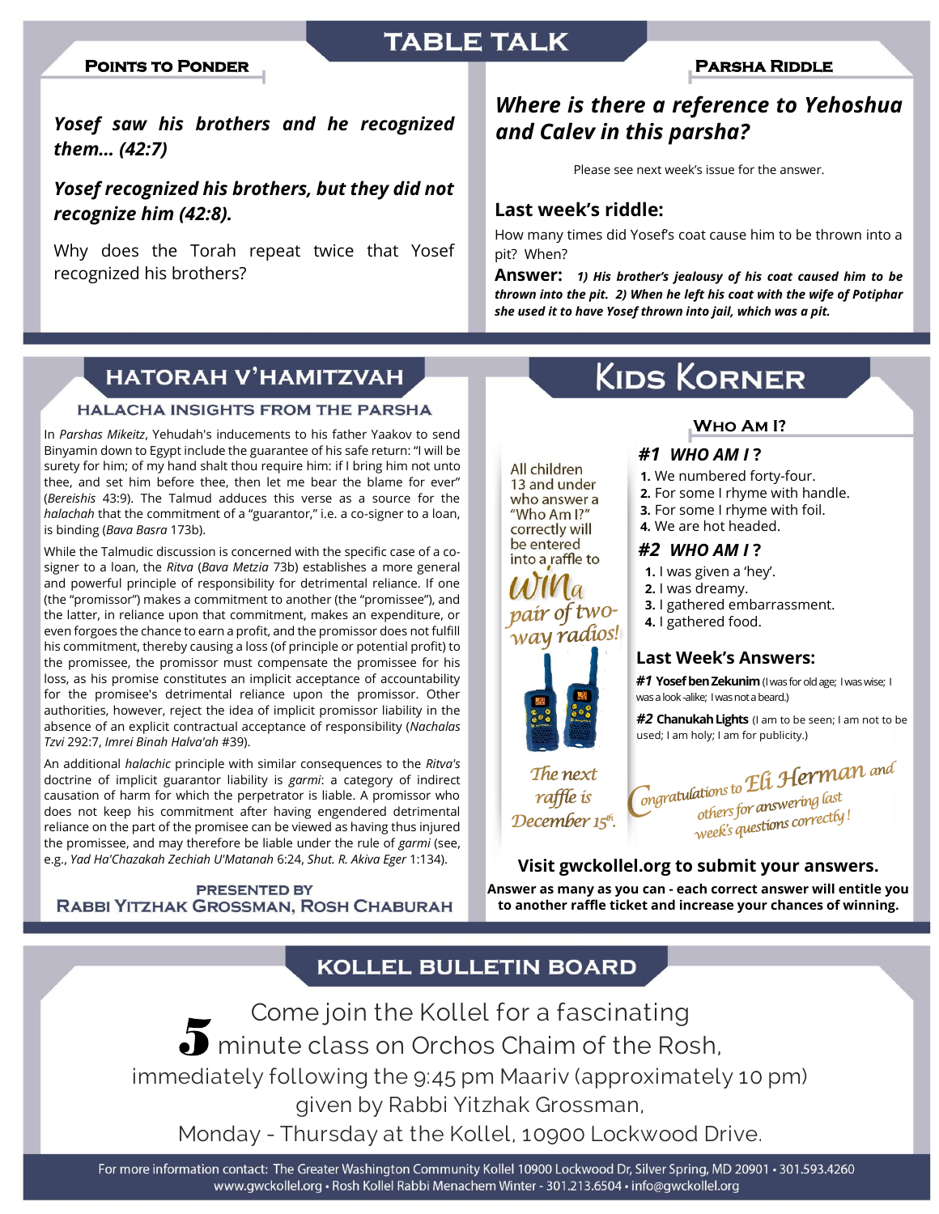# TABLE TALK

## Points to Ponder

***Yosef saw his brothers and he recognized them... (42:7)***

***Yosef recognized his brothers, but they did not recognize him (42:8).***

Why does the Torah repeat twice that Yosef recognized his brothers?

## Parsha Riddle

***Where is there a reference to Yehoshua and Calev in this parsha?***

Please see next week's issue for the answer.

**Last week's riddle:**

How many times did Yosef's coat cause him to be thrown into a pit? When?

**Answer:** ***1) His brother's jealousy of his coat caused him to be thrown into the pit. 2) When he left his coat with the wife of Potiphar she used it to have Yosef thrown into jail, which was a pit.***

# HATORAH V'HAMITZVAH

## HALACHA INSIGHTS FROM THE PARSHA

In *Parshas Mikeitz*, Yehudah's inducements to his father Yaakov to send Binyamin down to Egypt include the guarantee of his safe return: "I will be surety for him; of my hand shalt thou require him: if I bring him not unto thee, and set him before thee, then let me bear the blame for ever" (*Bereishis* 43:9). The Talmud adduces this verse as a source for the *halachah* that the commitment of a "guarantor," i.e. a co-signer to a loan, is binding (*Bava Basra* 173b).

While the Talmudic discussion is concerned with the specific case of a co-signer to a loan, the *Ritva* (*Bava Metzia* 73b) establishes a more general and powerful principle of responsibility for detrimental reliance. If one (the "promissor") makes a commitment to another (the "promissee"), and the latter, in reliance upon that commitment, makes an expenditure, or even forgoes the chance to earn a profit, and the promissor does not fulfill his commitment, thereby causing a loss (of principle or potential profit) to the promissee, the promissor must compensate the promissee for his loss, as his promise constitutes an implicit acceptance of accountability for the promisee's detrimental reliance upon the promissor. Other authorities, however, reject the idea of implicit promissor liability in the absence of an explicit contractual acceptance of responsibility (*Nachalas Tzvi* 292:7, *Imrei Binah Halva'ah* #39).

An additional *halachic* principle with similar consequences to the *Ritva's* doctrine of implicit guarantor liability is *garmi*: a category of indirect causation of harm for which the perpetrator is liable. A promissor who does not keep his commitment after having engendered detrimental reliance on the part of the promisee can be viewed as having thus injured the promissee, and may therefore be liable under the rule of *garmi* (see, e.g., *Yad Ha'Chazakah Zechiah U'Matanah* 6:24, *Shut. R. Akiva Eger* 1:134).

PRESENTED BY
RABBI YITZHAK GROSSMAN, ROSH CHABURAH

# KIDS KORNER

All children 13 and under who answer a "Who Am I?" correctly will be entered into a raffle to win a pair of two-way radios!

The next raffle is December 15th.

## Who Am I?

### #1 WHO AM I ?

1. We numbered forty-four.
2. For some I rhyme with handle.
3. For some I rhyme with foil.
4. We are hot headed.

### #2 WHO AM I ?

1. I was given a 'hey'.
2. I was dreamy.
3. I gathered embarrassment.
4. I gathered food.

### Last Week's Answers:

***#1* Yosef ben Zekunim** (I was for old age; I was wise; I was a look-alike; I was not a beard.)

***#2* Chanukah Lights** (I am to be seen; I am not to be used; I am holy; I am for publicity.)

Congratulations to Eli Herman and others for answering last week's questions correctly!

**Visit gwckollel.org to submit your answers.**

**Answer as many as you can - each correct answer will entitle you to another raffle ticket and increase your chances of winning.**

# KOLLEL BULLETIN BOARD

Come join the Kollel for a fascinating 5 minute class on Orchos Chaim of the Rosh, immediately following the 9:45 pm Maariv (approximately 10 pm) given by Rabbi Yitzhak Grossman, Monday - Thursday at the Kollel, 10900 Lockwood Drive.

For more information contact: The Greater Washington Community Kollel 10900 Lockwood Dr, Silver Spring, MD 20901 • 301.593.4260
www.gwckollel.org • Rosh Kollel Rabbi Menachem Winter - 301.213.6504 • info@gwckollel.org